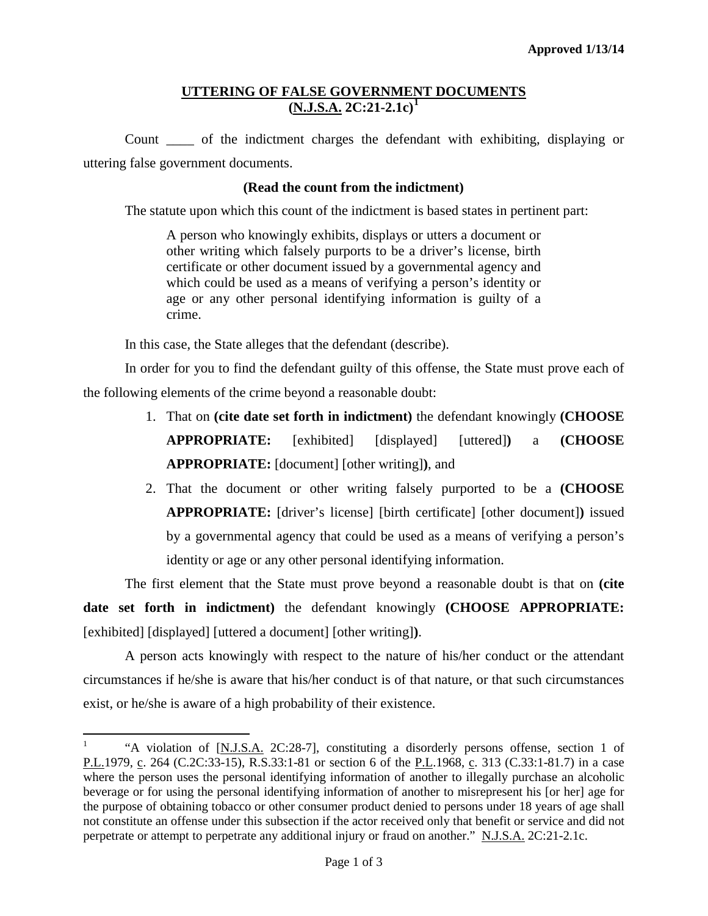**Approved 1/13/14**

## UTTERING OF FALSE GOVERNMENT DOCUMENTS (N.J.S.A. 2C:21-2.1c)[1]

Count ____ of the indictment charges the defendant with exhibiting, displaying or uttering false government documents.

**(Read the count from the indictment)**

The statute upon which this count of the indictment is based states in pertinent part:

> A person who knowingly exhibits, displays or utters a document or other writing which falsely purports to be a driver's license, birth certificate or other document issued by a governmental agency and which could be used as a means of verifying a person's identity or age or any other personal identifying information is guilty of a crime.

In this case, the State alleges that the defendant (describe).

In order for you to find the defendant guilty of this offense, the State must prove each of the following elements of the crime beyond a reasonable doubt:

1. That on **(cite date set forth in indictment)** the defendant knowingly **(CHOOSE APPROPRIATE:** [exhibited] [displayed] [uttered]**)** a **(CHOOSE APPROPRIATE:** [document] [other writing]**)**, and
2. That the document or other writing falsely purported to be a **(CHOOSE APPROPRIATE:** [driver's license] [birth certificate] [other document]**)** issued by a governmental agency that could be used as a means of verifying a person's identity or age or any other personal identifying information.

The first element that the State must prove beyond a reasonable doubt is that on **(cite date set forth in indictment)** the defendant knowingly **(CHOOSE APPROPRIATE:** [exhibited] [displayed] [uttered a document] [other writing]**)**.

A person acts knowingly with respect to the nature of his/her conduct or the attendant circumstances if he/she is aware that his/her conduct is of that nature, or that such circumstances exist, or he/she is aware of a high probability of their existence.

---

[1] "A violation of [N.J.S.A. 2C:28-7], constituting a disorderly persons offense, section 1 of P.L.1979, c. 264 (C.2C:33-15), R.S.33:1-81 or section 6 of the P.L.1968, c. 313 (C.33:1-81.7) in a case where the person uses the personal identifying information of another to illegally purchase an alcoholic beverage or for using the personal identifying information of another to misrepresent his [or her] age for the purpose of obtaining tobacco or other consumer product denied to persons under 18 years of age shall not constitute an offense under this subsection if the actor received only that benefit or service and did not perpetrate or attempt to perpetrate any additional injury or fraud on another." N.J.S.A. 2C:21-2.1c.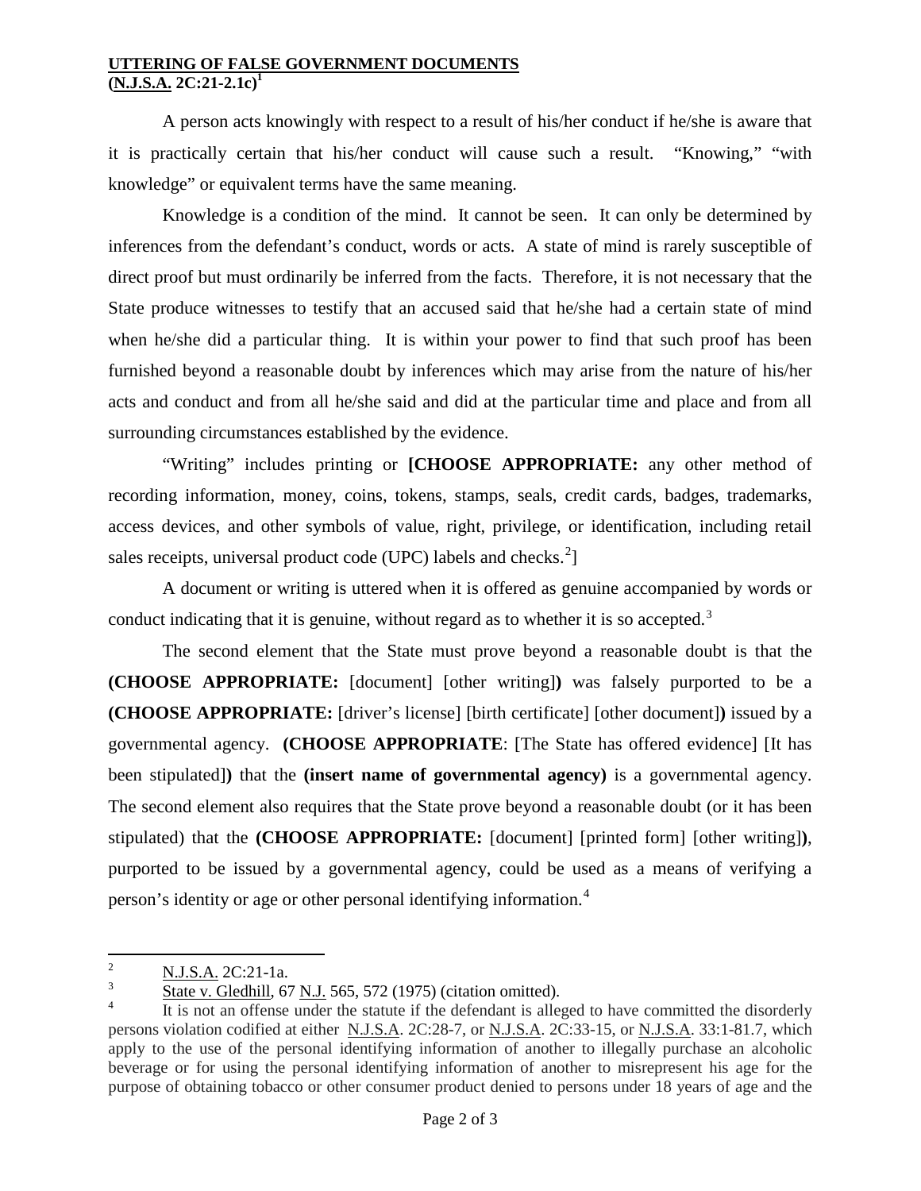**UTTERING OF FALSE GOVERNMENT DOCUMENTS**
**(N.J.S.A. 2C:21-2.1c)[1]**

A person acts knowingly with respect to a result of his/her conduct if he/she is aware that it is practically certain that his/her conduct will cause such a result. "Knowing," "with knowledge" or equivalent terms have the same meaning.

Knowledge is a condition of the mind. It cannot be seen. It can only be determined by inferences from the defendant's conduct, words or acts. A state of mind is rarely susceptible of direct proof but must ordinarily be inferred from the facts. Therefore, it is not necessary that the State produce witnesses to testify that an accused said that he/she had a certain state of mind when he/she did a particular thing. It is within your power to find that such proof has been furnished beyond a reasonable doubt by inferences which may arise from the nature of his/her acts and conduct and from all he/she said and did at the particular time and place and from all surrounding circumstances established by the evidence.

"Writing" includes printing or **[CHOOSE APPROPRIATE:** any other method of recording information, money, coins, tokens, stamps, seals, credit cards, badges, trademarks, access devices, and other symbols of value, right, privilege, or identification, including retail sales receipts, universal product code (UPC) labels and checks.[2]]

A document or writing is uttered when it is offered as genuine accompanied by words or conduct indicating that it is genuine, without regard as to whether it is so accepted.[3]

The second element that the State must prove beyond a reasonable doubt is that the **(CHOOSE APPROPRIATE:** [document] [other writing]**)** was falsely purported to be a **(CHOOSE APPROPRIATE:** [driver's license] [birth certificate] [other document]**)** issued by a governmental agency. **(CHOOSE APPROPRIATE**: [The State has offered evidence] [It has been stipulated]**)** that the **(insert name of governmental agency)** is a governmental agency. The second element also requires that the State prove beyond a reasonable doubt (or it has been stipulated) that the **(CHOOSE APPROPRIATE:** [document] [printed form] [other writing]**)**, purported to be issued by a governmental agency, could be used as a means of verifying a person's identity or age or other personal identifying information.[4]

---

[2] N.J.S.A. 2C:21-1a.

[3] State v. Gledhill, 67 N.J. 565, 572 (1975) (citation omitted).

[4] It is not an offense under the statute if the defendant is alleged to have committed the disorderly persons violation codified at either N.J.S.A. 2C:28-7, or N.J.S.A. 2C:33-15, or N.J.S.A. 33:1-81.7, which apply to the use of the personal identifying information of another to illegally purchase an alcoholic beverage or for using the personal identifying information of another to misrepresent his age for the purpose of obtaining tobacco or other consumer product denied to persons under 18 years of age and the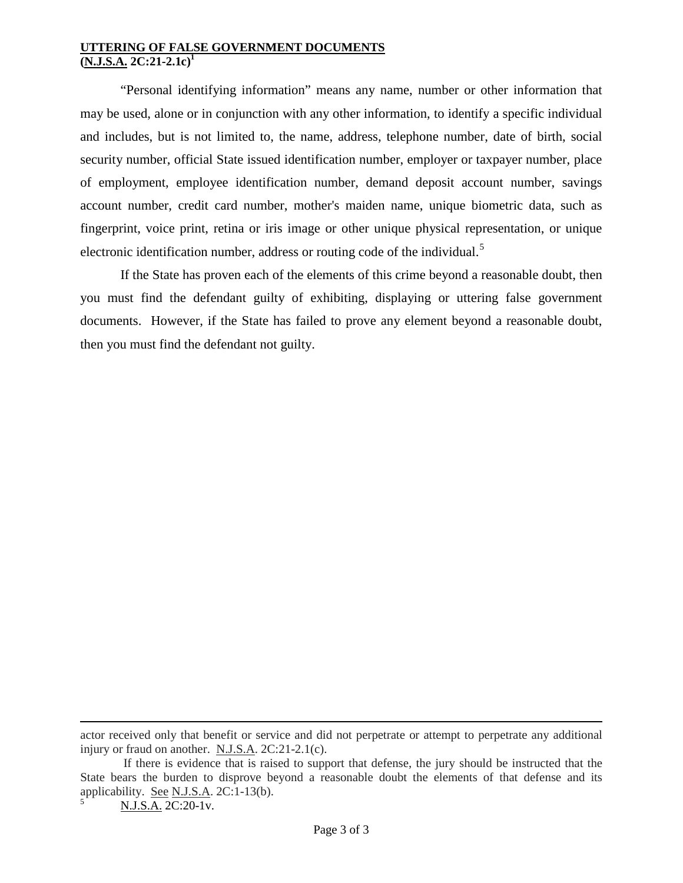"Personal identifying information" means any name, number or other information that may be used, alone or in conjunction with any other information, to identify a specific individual and includes, but is not limited to, the name, address, telephone number, date of birth, social security number, official State issued identification number, employer or taxpayer number, place of employment, employee identification number, demand deposit account number, savings account number, credit card number, mother's maiden name, unique biometric data, such as fingerprint, voice print, retina or iris image or other unique physical representation, or unique electronic identification number, address or routing code of the individual.[5]

If the State has proven each of the elements of this crime beyond a reasonable doubt, then you must find the defendant guilty of exhibiting, displaying or uttering false government documents. However, if the State has failed to prove any element beyond a reasonable doubt, then you must find the defendant not guilty.

---

actor received only that benefit or service and did not perpetrate or attempt to perpetrate any additional injury or fraud on another. N.J.S.A. 2C:21-2.1(c).

If there is evidence that is raised to support that defense, the jury should be instructed that the State bears the burden to disprove beyond a reasonable doubt the elements of that defense and its applicability. See N.J.S.A. 2C:1-13(b).

[5] N.J.S.A. 2C:20-1v.